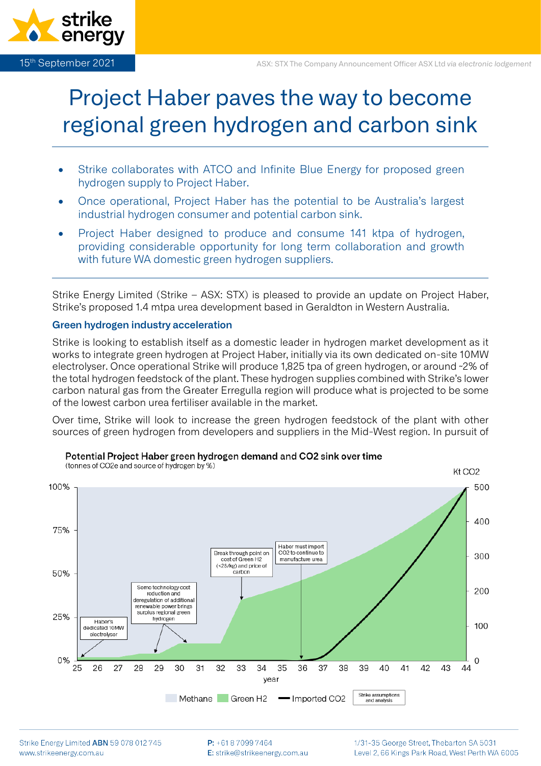15th September 2021

ASX: STX The Company Announcement Officer ASX Ltd *via electronic lodgement*

# Project Haber paves the way to become regional green hydrogen and carbon sink

- Strike collaborates with ATCO and Infinite Blue Energy for proposed green hydrogen supply to Project Haber.
- Once operational, Project Haber has the potential to be Australia's largest industrial hydrogen consumer and potential carbon sink.
- Project Haber designed to produce and consume 141 ktpa of hydrogen, providing considerable opportunity for long term collaboration and growth with future WA domestic green hydrogen suppliers.

Strike Energy Limited (Strike – ASX: STX) is pleased to provide an update on Project Haber, Strike's proposed 1.4 mtpa urea development based in Geraldton in Western Australia.

### Green hydrogen industry acceleration

Strike is looking to establish itself as a domestic leader in hydrogen market development as it works to integrate green hydrogen at Project Haber, initially via its own dedicated on-site 10MW electrolyser. Once operational Strike will produce 1,825 tpa of green hydrogen, or around ~2% of the total hydrogen feedstock of the plant. These hydrogen supplies combined with Strike's lower carbon natural gas from the Greater Erregulla region will produce what is projected to be some of the lowest carbon urea fertiliser available in the market.

Over time, Strike will look to increase the green hydrogen feedstock of the plant with other sources of green hydrogen from developers and suppliers in the Mid-West region. In pursuit of

**Potential Project Haber green hydrogen demand and CO2 sink over time**
(tonnes of CO2e and source of hydrogen by %)

Annotations: Haber's dedicated 10MW electrolyser; Some technology cost reduction and deregulation of additional renewable power brings surplus regional green hydrogen; Break through point on cost of Green H2 (<2$/kg) and price of carbon; Haber must import CO2 to continue to manufacture urea

Legend: Methane, Green H2, Imported CO2 — Strike assumptions and analysis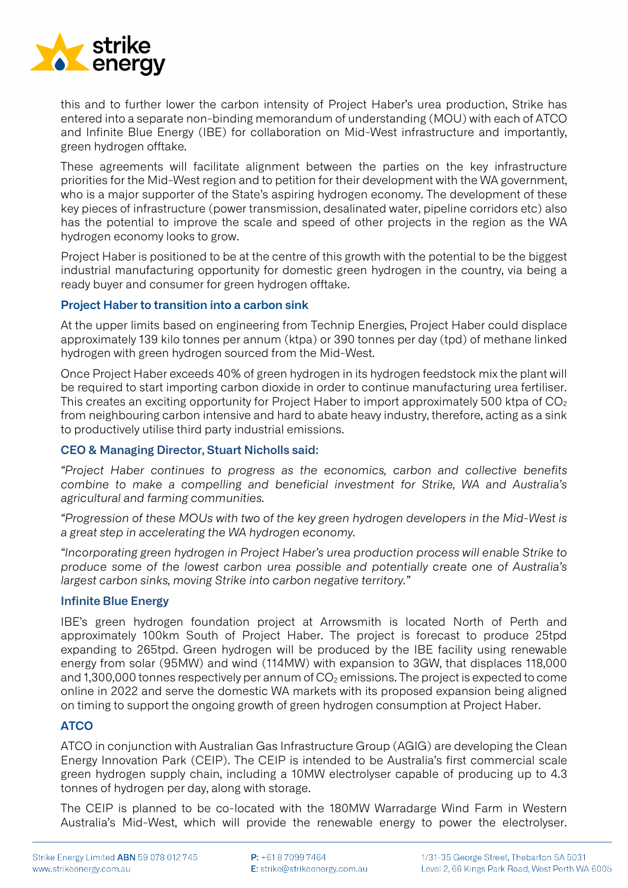this and to further lower the carbon intensity of Project Haber's urea production, Strike has entered into a separate non-binding memorandum of understanding (MOU) with each of ATCO and Infinite Blue Energy (IBE) for collaboration on Mid-West infrastructure and importantly, green hydrogen offtake.

These agreements will facilitate alignment between the parties on the key infrastructure priorities for the Mid-West region and to petition for their development with the WA government, who is a major supporter of the State's aspiring hydrogen economy. The development of these key pieces of infrastructure (power transmission, desalinated water, pipeline corridors etc) also has the potential to improve the scale and speed of other projects in the region as the WA hydrogen economy looks to grow.

Project Haber is positioned to be at the centre of this growth with the potential to be the biggest industrial manufacturing opportunity for domestic green hydrogen in the country, via being a ready buyer and consumer for green hydrogen offtake.

### Project Haber to transition into a carbon sink

At the upper limits based on engineering from Technip Energies, Project Haber could displace approximately 139 kilo tonnes per annum (ktpa) or 390 tonnes per day (tpd) of methane linked hydrogen with green hydrogen sourced from the Mid-West.

Once Project Haber exceeds 40% of green hydrogen in its hydrogen feedstock mix the plant will be required to start importing carbon dioxide in order to continue manufacturing urea fertiliser. This creates an exciting opportunity for Project Haber to import approximately 500 ktpa of $CO_2$ from neighbouring carbon intensive and hard to abate heavy industry, therefore, acting as a sink to productively utilise third party industrial emissions.

### CEO & Managing Director, Stuart Nicholls said:

*"Project Haber continues to progress as the economics, carbon and collective benefits combine to make a compelling and beneficial investment for Strike, WA and Australia's agricultural and farming communities.*

*"Progression of these MOUs with two of the key green hydrogen developers in the Mid-West is a great step in accelerating the WA hydrogen economy.*

*"Incorporating green hydrogen in Project Haber's urea production process will enable Strike to produce some of the lowest carbon urea possible and potentially create one of Australia's largest carbon sinks, moving Strike into carbon negative territory."*

### Infinite Blue Energy

IBE's green hydrogen foundation project at Arrowsmith is located North of Perth and approximately 100km South of Project Haber. The project is forecast to produce 25tpd expanding to 265tpd. Green hydrogen will be produced by the IBE facility using renewable energy from solar (95MW) and wind (114MW) with expansion to 3GW, that displaces 118,000 and 1,300,000 tonnes respectively per annum of $CO_2$ emissions. The project is expected to come online in 2022 and serve the domestic WA markets with its proposed expansion being aligned on timing to support the ongoing growth of green hydrogen consumption at Project Haber.

### ATCO

ATCO in conjunction with Australian Gas Infrastructure Group (AGIG) are developing the Clean Energy Innovation Park (CEIP). The CEIP is intended to be Australia's first commercial scale green hydrogen supply chain, including a 10MW electrolyser capable of producing up to 4.3 tonnes of hydrogen per day, along with storage.

The CEIP is planned to be co-located with the 180MW Warradarge Wind Farm in Western Australia's Mid-West, which will provide the renewable energy to power the electrolyser.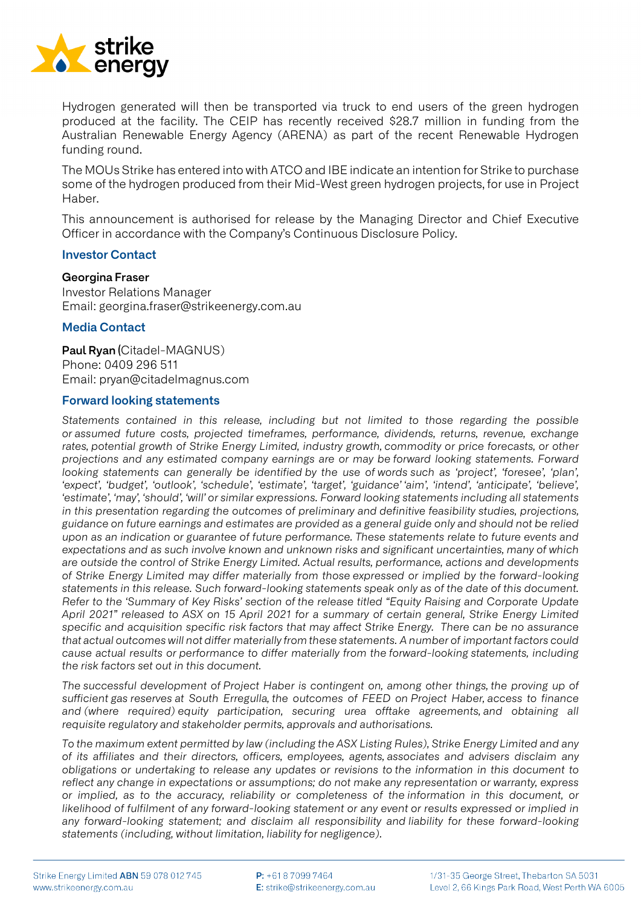Hydrogen generated will then be transported via truck to end users of the green hydrogen produced at the facility. The CEIP has recently received $28.7 million in funding from the Australian Renewable Energy Agency (ARENA) as part of the recent Renewable Hydrogen funding round.

The MOUs Strike has entered into with ATCO and IBE indicate an intention for Strike to purchase some of the hydrogen produced from their Mid-West green hydrogen projects, for use in Project Haber.

This announcement is authorised for release by the Managing Director and Chief Executive Officer in accordance with the Company's Continuous Disclosure Policy.

## Investor Contact

**Georgina Fraser**
Investor Relations Manager
Email: georgina.fraser@strikeenergy.com.au

## Media Contact

**Paul Ryan** (Citadel-MAGNUS)
Phone: 0409 296 511
Email: pryan@citadelmagnus.com

## Forward looking statements

*Statements contained in this release, including but not limited to those regarding the possible or assumed future costs, projected timeframes, performance, dividends, returns, revenue, exchange rates, potential growth of Strike Energy Limited, industry growth, commodity or price forecasts, or other projections and any estimated company earnings are or may be forward looking statements. Forward looking statements can generally be identified by the use of words such as 'project', 'foresee', 'plan', 'expect', 'budget', 'outlook', 'schedule', 'estimate', 'target', 'guidance' 'aim', 'intend', 'anticipate', 'believe', 'estimate', 'may', 'should', 'will' or similar expressions. Forward looking statements including all statements in this presentation regarding the outcomes of preliminary and definitive feasibility studies, projections, guidance on future earnings and estimates are provided as a general guide only and should not be relied upon as an indication or guarantee of future performance. These statements relate to future events and expectations and as such involve known and unknown risks and significant uncertainties, many of which are outside the control of Strike Energy Limited. Actual results, performance, actions and developments of Strike Energy Limited may differ materially from those expressed or implied by the forward-looking statements in this release. Such forward-looking statements speak only as of the date of this document. Refer to the 'Summary of Key Risks' section of the release titled "Equity Raising and Corporate Update April 2021" released to ASX on 15 April 2021 for a summary of certain general, Strike Energy Limited specific and acquisition specific risk factors that may affect Strike Energy. There can be no assurance that actual outcomes will not differ materially from these statements. A number of important factors could cause actual results or performance to differ materially from the forward-looking statements, including the risk factors set out in this document.*

*The successful development of Project Haber is contingent on, among other things, the proving up of sufficient gas reserves at South Erregulla, the outcomes of FEED on Project Haber, access to finance and (where required) equity participation, securing urea offtake agreements, and obtaining all requisite regulatory and stakeholder permits, approvals and authorisations.*

*To the maximum extent permitted by law (including the ASX Listing Rules), Strike Energy Limited and any of its affiliates and their directors, officers, employees, agents, associates and advisers disclaim any obligations or undertaking to release any updates or revisions to the information in this document to reflect any change in expectations or assumptions; do not make any representation or warranty, express or implied, as to the accuracy, reliability or completeness of the information in this document, or likelihood of fulfilment of any forward-looking statement or any event or results expressed or implied in any forward-looking statement; and disclaim all responsibility and liability for these forward-looking statements (including, without limitation, liability for negligence).*